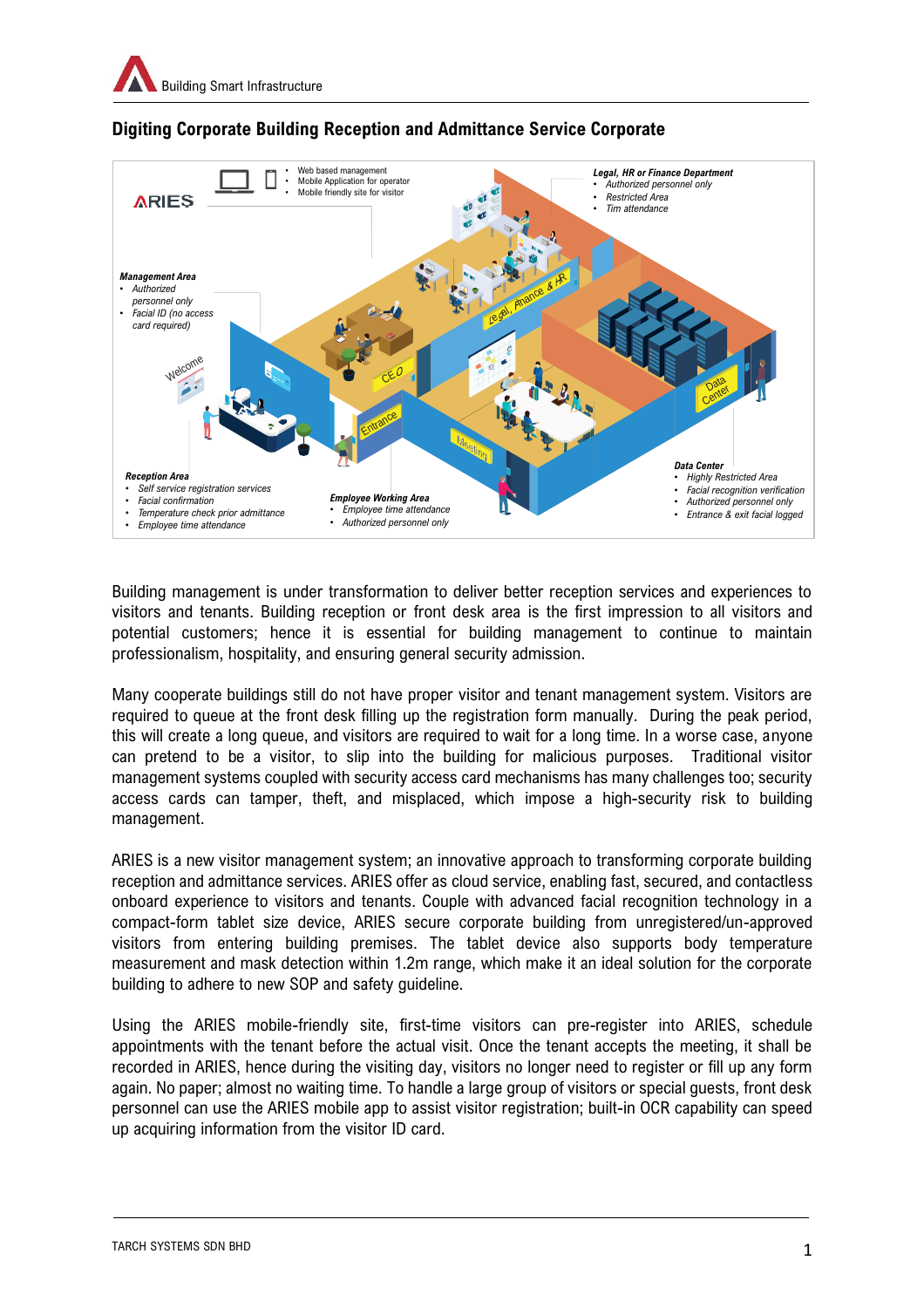## Digiting Corporate Building Reception and Admittance Service Corporate

ARIES

- Web based management
- Mobile Application for operator
- Mobile friendly site for visitor

**Legal, HR or Finance Department**
- Authorized personnel only
- Restricted Area
- Tim attendance

**Management Area**
- Authorized personnel only
- Facial ID (no access card required)

**Reception Area**
- Self service registration services
- Facial confirmation
- Temperature check prior admittance
- Employee time attendance

**Employee Working Area**
- Employee time attendance
- Authorized personnel only

**Data Center**
- Highly Restricted Area
- Facial recognition verification
- Authorized personnel only
- Entrance & exit facial logged

Building management is under transformation to deliver better reception services and experiences to visitors and tenants. Building reception or front desk area is the first impression to all visitors and potential customers; hence it is essential for building management to continue to maintain professionalism, hospitality, and ensuring general security admission.

Many cooperate buildings still do not have proper visitor and tenant management system. Visitors are required to queue at the front desk filling up the registration form manually. During the peak period, this will create a long queue, and visitors are required to wait for a long time. In a worse case, anyone can pretend to be a visitor, to slip into the building for malicious purposes. Traditional visitor management systems coupled with security access card mechanisms has many challenges too; security access cards can tamper, theft, and misplaced, which impose a high-security risk to building management.

ARIES is a new visitor management system; an innovative approach to transforming corporate building reception and admittance services. ARIES offer as cloud service, enabling fast, secured, and contactless onboard experience to visitors and tenants. Couple with advanced facial recognition technology in a compact-form tablet size device, ARIES secure corporate building from unregistered/un-approved visitors from entering building premises. The tablet device also supports body temperature measurement and mask detection within 1.2m range, which make it an ideal solution for the corporate building to adhere to new SOP and safety guideline.

Using the ARIES mobile-friendly site, first-time visitors can pre-register into ARIES, schedule appointments with the tenant before the actual visit. Once the tenant accepts the meeting, it shall be recorded in ARIES, hence during the visiting day, visitors no longer need to register or fill up any form again. No paper; almost no waiting time. To handle a large group of visitors or special guests, front desk personnel can use the ARIES mobile app to assist visitor registration; built-in OCR capability can speed up acquiring information from the visitor ID card.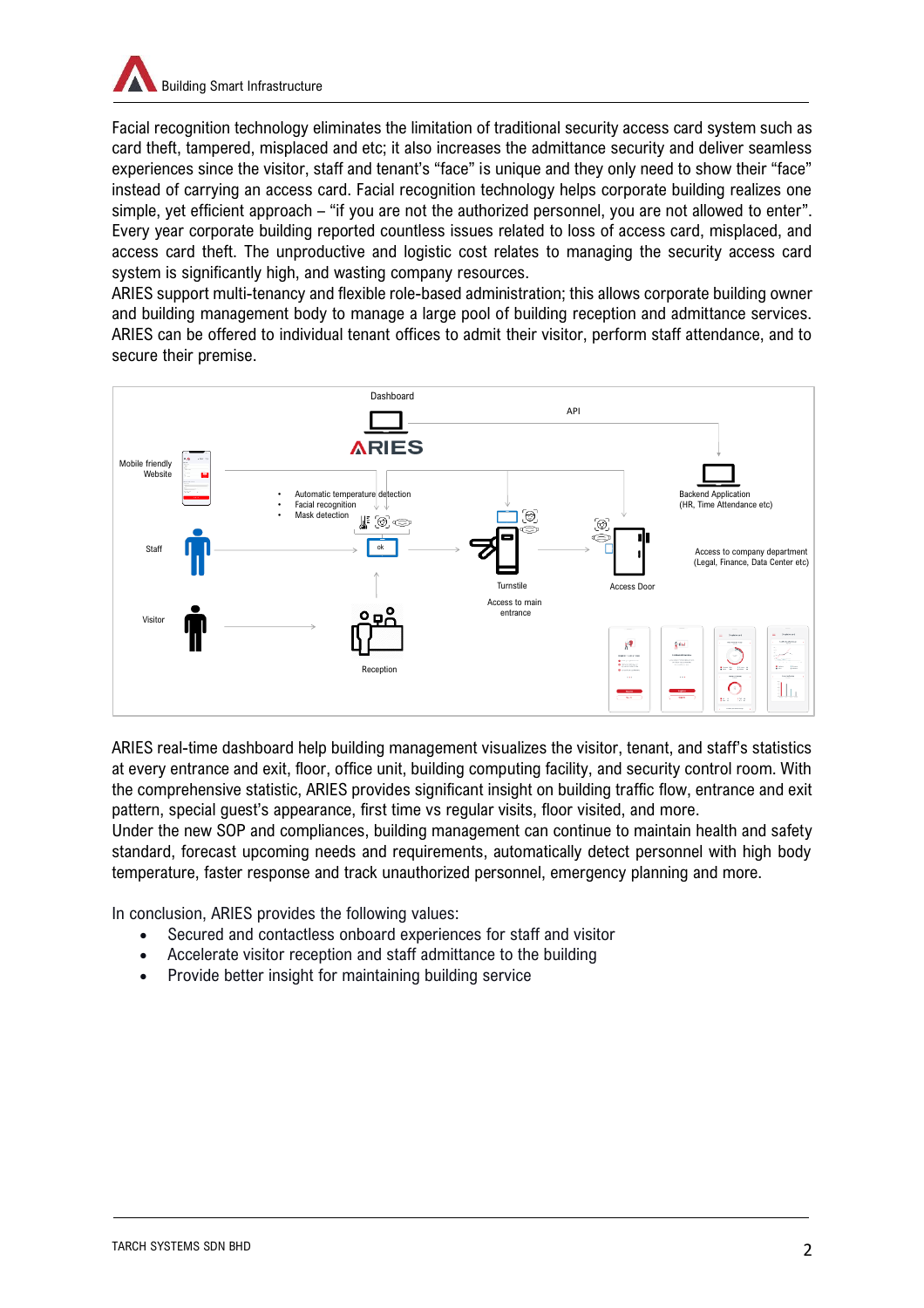Facial recognition technology eliminates the limitation of traditional security access card system such as card theft, tampered, misplaced and etc; it also increases the admittance security and deliver seamless experiences since the visitor, staff and tenant's "face" is unique and they only need to show their "face" instead of carrying an access card. Facial recognition technology helps corporate building realizes one simple, yet efficient approach – "if you are not the authorized personnel, you are not allowed to enter". Every year corporate building reported countless issues related to loss of access card, misplaced, and access card theft. The unproductive and logistic cost relates to managing the security access card system is significantly high, and wasting company resources.

ARIES support multi-tenancy and flexible role-based administration; this allows corporate building owner and building management body to manage a large pool of building reception and admittance services. ARIES can be offered to individual tenant offices to admit their visitor, perform staff attendance, and to secure their premise.

Dashboard

API

ARIES

Mobile friendly Website

- Automatic temperature detection
- Facial recognition
- Mask detection

Backend Application (HR, Time Attendance etc)

Staff

Access to company department (Legal, Finance, Data Center etc)

Turnstile

Access Door

Access to main entrance

Visitor

Reception

ARIES real-time dashboard help building management visualizes the visitor, tenant, and staff's statistics at every entrance and exit, floor, office unit, building computing facility, and security control room. With the comprehensive statistic, ARIES provides significant insight on building traffic flow, entrance and exit pattern, special guest's appearance, first time vs regular visits, floor visited, and more.

Under the new SOP and compliances, building management can continue to maintain health and safety standard, forecast upcoming needs and requirements, automatically detect personnel with high body temperature, faster response and track unauthorized personnel, emergency planning and more.

In conclusion, ARIES provides the following values:

- Secured and contactless onboard experiences for staff and visitor
- Accelerate visitor reception and staff admittance to the building
- Provide better insight for maintaining building service